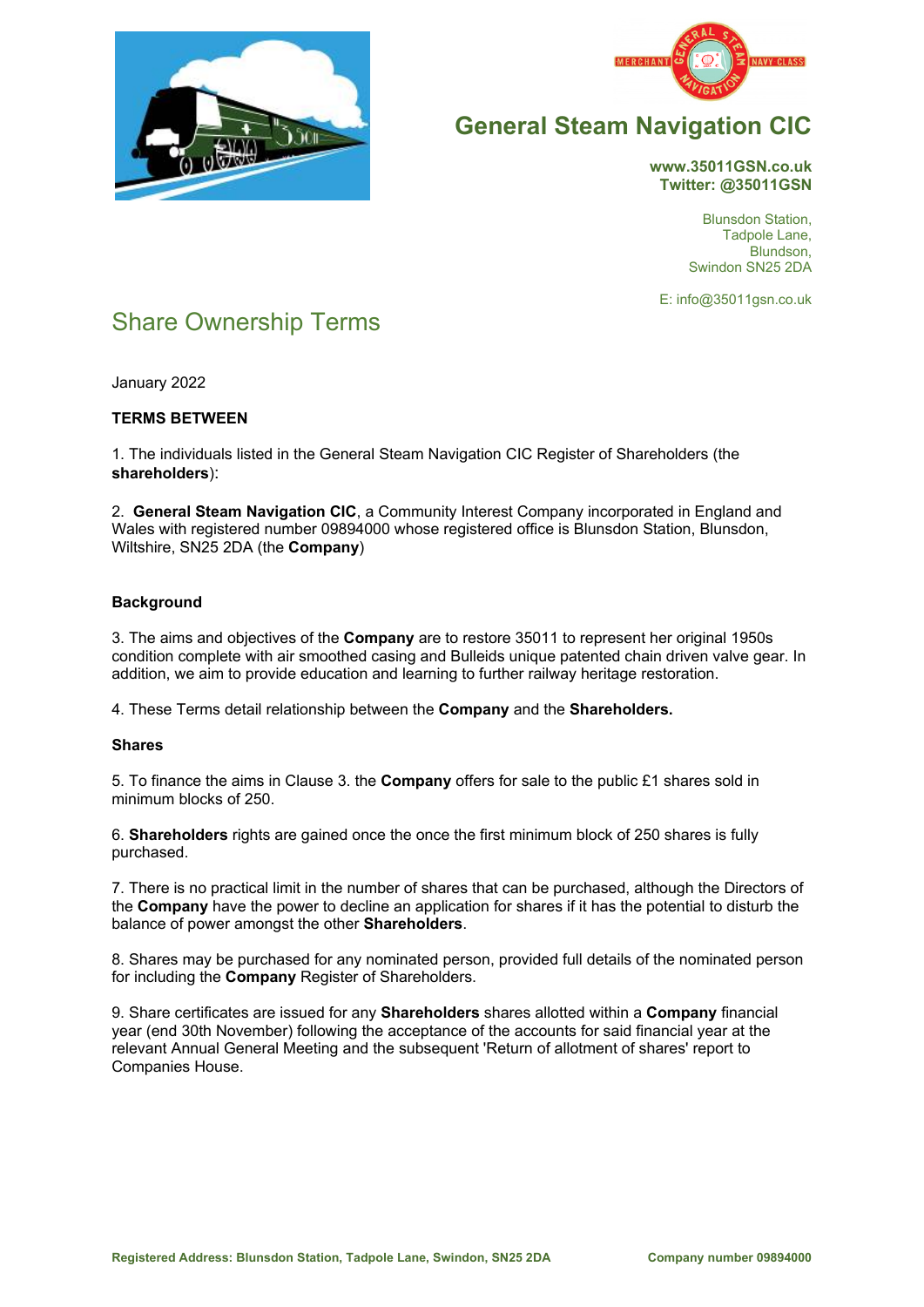# General Steam Navigation CIC

**www.35011GSN.co.uk**
**Twitter: @35011GSN**

Blunsdon Station,
Tadpole Lane,
Blundson,
Swindon SN25 2DA

E: info@35011gsn.co.uk

## Share Ownership Terms

January 2022

**TERMS BETWEEN**

1. The individuals listed in the General Steam Navigation CIC Register of Shareholders (the **shareholders**):

2. **General Steam Navigation CIC**, a Community Interest Company incorporated in England and Wales with registered number 09894000 whose registered office is Blunsdon Station, Blunsdon, Wiltshire, SN25 2DA (the **Company**)

**Background**

3. The aims and objectives of the **Company** are to restore 35011 to represent her original 1950s condition complete with air smoothed casing and Bulleids unique patented chain driven valve gear. In addition, we aim to provide education and learning to further railway heritage restoration.

4. These Terms detail relationship between the **Company** and the **Shareholders.**

**Shares**

5. To finance the aims in Clause 3. the **Company** offers for sale to the public £1 shares sold in minimum blocks of 250.

6. **Shareholders** rights are gained once the once the first minimum block of 250 shares is fully purchased.

7. There is no practical limit in the number of shares that can be purchased, although the Directors of the **Company** have the power to decline an application for shares if it has the potential to disturb the balance of power amongst the other **Shareholders**.

8. Shares may be purchased for any nominated person, provided full details of the nominated person for including the **Company** Register of Shareholders.

9. Share certificates are issued for any **Shareholders** shares allotted within a **Company** financial year (end 30th November) following the acceptance of the accounts for said financial year at the relevant Annual General Meeting and the subsequent 'Return of allotment of shares' report to Companies House.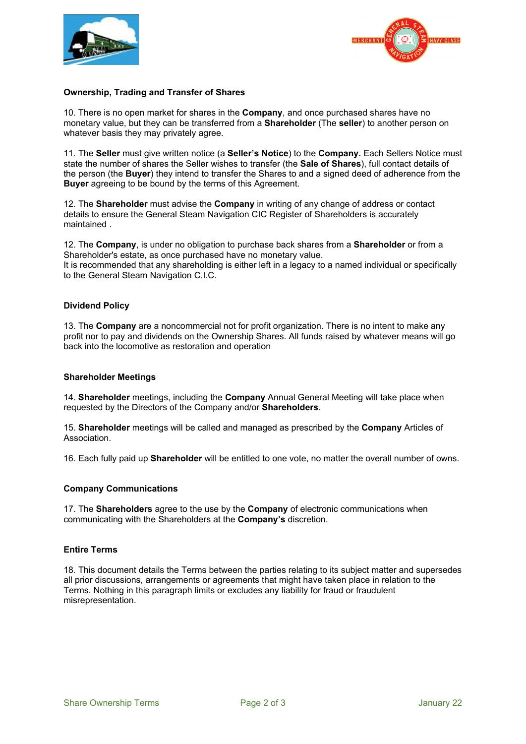### Ownership, Trading and Transfer of Shares

10. There is no open market for shares in the **Company**, and once purchased shares have no monetary value, but they can be transferred from a **Shareholder** (The **seller**) to another person on whatever basis they may privately agree.

11. The **Seller** must give written notice (a **Seller's Notice**) to the **Company.** Each Sellers Notice must state the number of shares the Seller wishes to transfer (the **Sale of Shares**), full contact details of the person (the **Buyer**) they intend to transfer the Shares to and a signed deed of adherence from the **Buyer** agreeing to be bound by the terms of this Agreement.

12. The **Shareholder** must advise the **Company** in writing of any change of address or contact details to ensure the General Steam Navigation CIC Register of Shareholders is accurately maintained .

12. The **Company**, is under no obligation to purchase back shares from a **Shareholder** or from a Shareholder's estate, as once purchased have no monetary value.
It is recommended that any shareholding is either left in a legacy to a named individual or specifically to the General Steam Navigation C.I.C.

### Dividend Policy

13. The **Company** are a noncommercial not for profit organization. There is no intent to make any profit nor to pay and dividends on the Ownership Shares. All funds raised by whatever means will go back into the locomotive as restoration and operation

### Shareholder Meetings

14. **Shareholder** meetings, including the **Company** Annual General Meeting will take place when requested by the Directors of the Company and/or **Shareholders**.

15. **Shareholder** meetings will be called and managed as prescribed by the **Company** Articles of Association.

16. Each fully paid up **Shareholder** will be entitled to one vote, no matter the overall number of owns.

### Company Communications

17. The **Shareholders** agree to the use by the **Company** of electronic communications when communicating with the Shareholders at the **Company's** discretion.

### Entire Terms

18. This document details the Terms between the parties relating to its subject matter and supersedes all prior discussions, arrangements or agreements that might have taken place in relation to the Terms. Nothing in this paragraph limits or excludes any liability for fraud or fraudulent misrepresentation.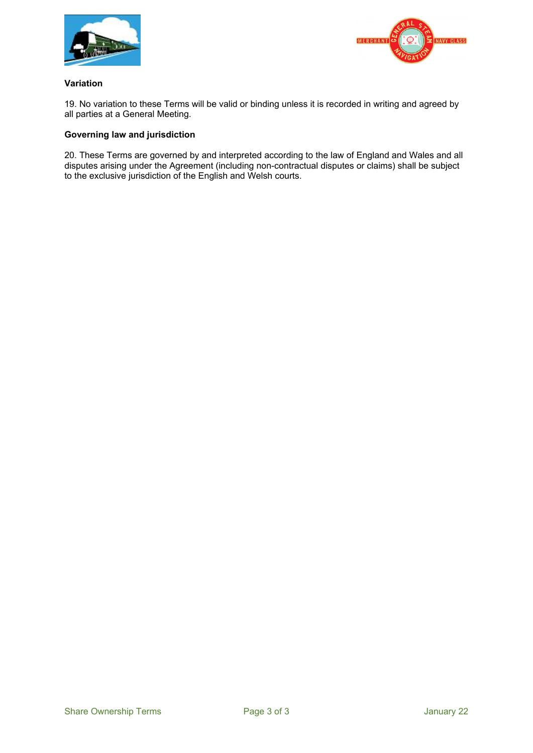**Variation**

19. No variation to these Terms will be valid or binding unless it is recorded in writing and agreed by all parties at a General Meeting.

**Governing law and jurisdiction**

20. These Terms are governed by and interpreted according to the law of England and Wales and all disputes arising under the Agreement (including non-contractual disputes or claims) shall be subject to the exclusive jurisdiction of the English and Welsh courts.